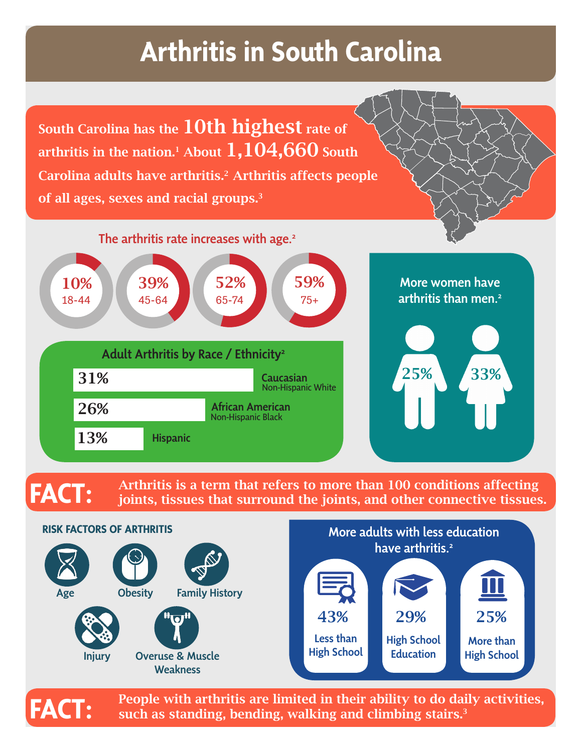# Arthritis in South Carolina

South Carolina has the **10th highest** rate of arthritis in the nation.[1] About **1,104,660** South Carolina adults have arthritis.[2] Arthritis affects people of all ages, sexes and racial groups.[3]

## The arthritis rate increases with age.[2]

| Age | Rate |
|---|---|
| 18-44 | 10% |
| 45-64 | 39% |
| 65-74 | 52% |
| 75+ | 59% |

## More women have arthritis than men.[2]

| Sex | Rate |
|---|---|
| Men | 25% |
| Women | 33% |

## Adult Arthritis by Race / Ethnicity[2]

| Race / Ethnicity | Rate |
|---|---|
| Caucasian (Non-Hispanic White) | 31% |
| African American (Non-Hispanic Black) | 26% |
| Hispanic | 13% |

**FACT:** Arthritis is a term that refers to more than 100 conditions affecting joints, tissues that surround the joints, and other connective tissues.

## RISK FACTORS OF ARTHRITIS

- Age
- Obesity
- Family History
- Injury
- Overuse & Muscle Weakness

## More adults with less education have arthritis.[2]

| Education | Rate |
|---|---|
| Less than High School | 43% |
| High School Education | 29% |
| More than High School | 25% |

**FACT:** People with arthritis are limited in their ability to do daily activities, such as standing, bending, walking and climbing stairs.[3]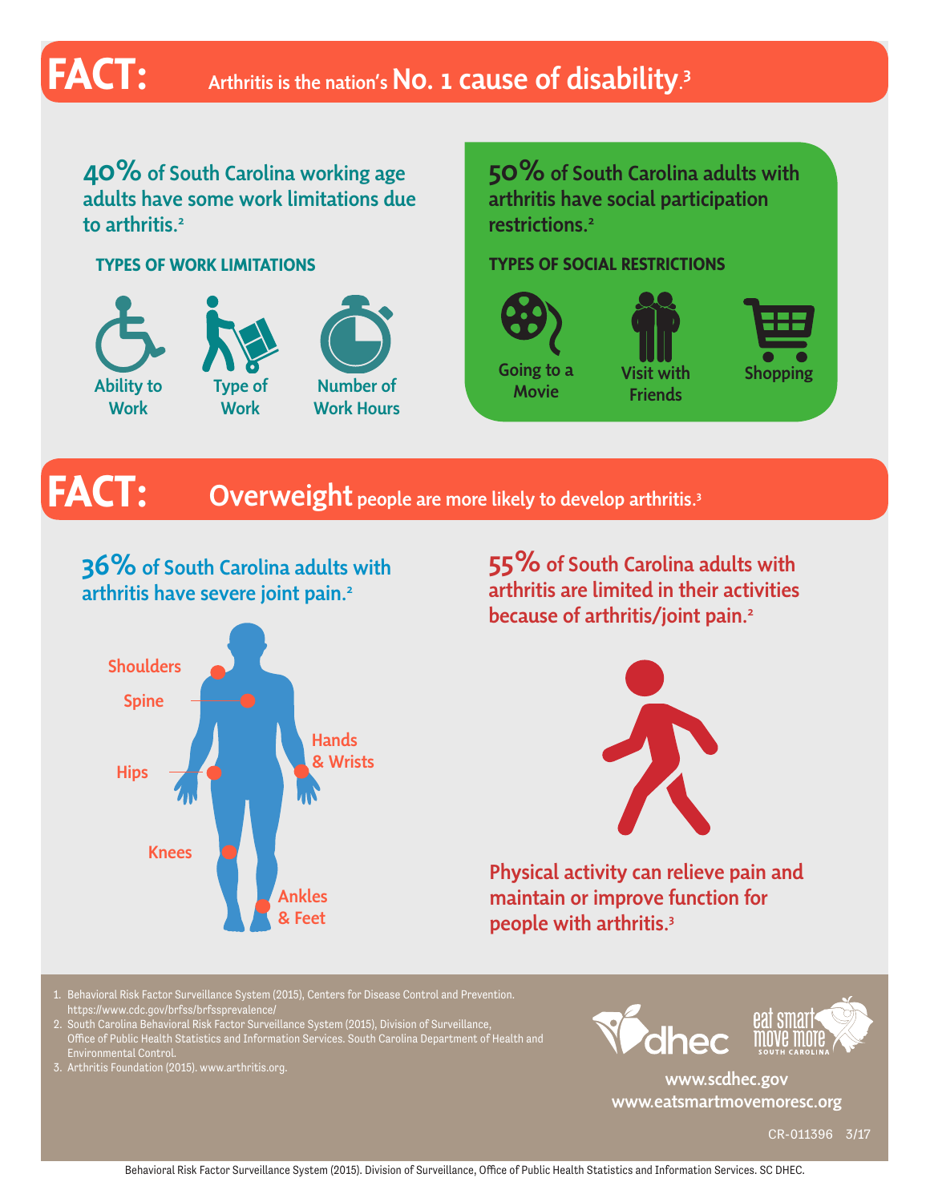## FACT: Arthritis is the nation's No. 1 cause of disability.[3]

**40%** of South Carolina working age adults have some work limitations due to arthritis.[2]

### TYPES OF WORK LIMITATIONS

- Ability to Work
- Type of Work
- Number of Work Hours

**50%** of South Carolina adults with arthritis have social participation restrictions.[2]

### TYPES OF SOCIAL RESTRICTIONS

- Going to a Movie
- Visit with Friends
- Shopping

## FACT: Overweight people are more likely to develop arthritis.[3]

**36%** of South Carolina adults with arthritis have severe joint pain.[2]

Shoulders

Spine

Hips

Hands & Wrists

Knees

Ankles & Feet

**55%** of South Carolina adults with arthritis are limited in their activities because of arthritis/joint pain.[2]

Physical activity can relieve pain and maintain or improve function for people with arthritis.[3]

1. Behavioral Risk Factor Surveillance System (2015), Centers for Disease Control and Prevention. https://www.cdc.gov/brfss/brfssprevalence/
2. South Carolina Behavioral Risk Factor Surveillance System (2015), Division of Surveillance, Office of Public Health Statistics and Information Services. South Carolina Department of Health and Environmental Control.
3. Arthritis Foundation (2015). www.arthritis.org.

dhec

eat smart move more SOUTH CAROLINA

www.scdhec.gov
www.eatsmartmovemoresc.org

CR-011396 3/17

Behavioral Risk Factor Surveillance System (2015). Division of Surveillance, Office of Public Health Statistics and Information Services. SC DHEC.